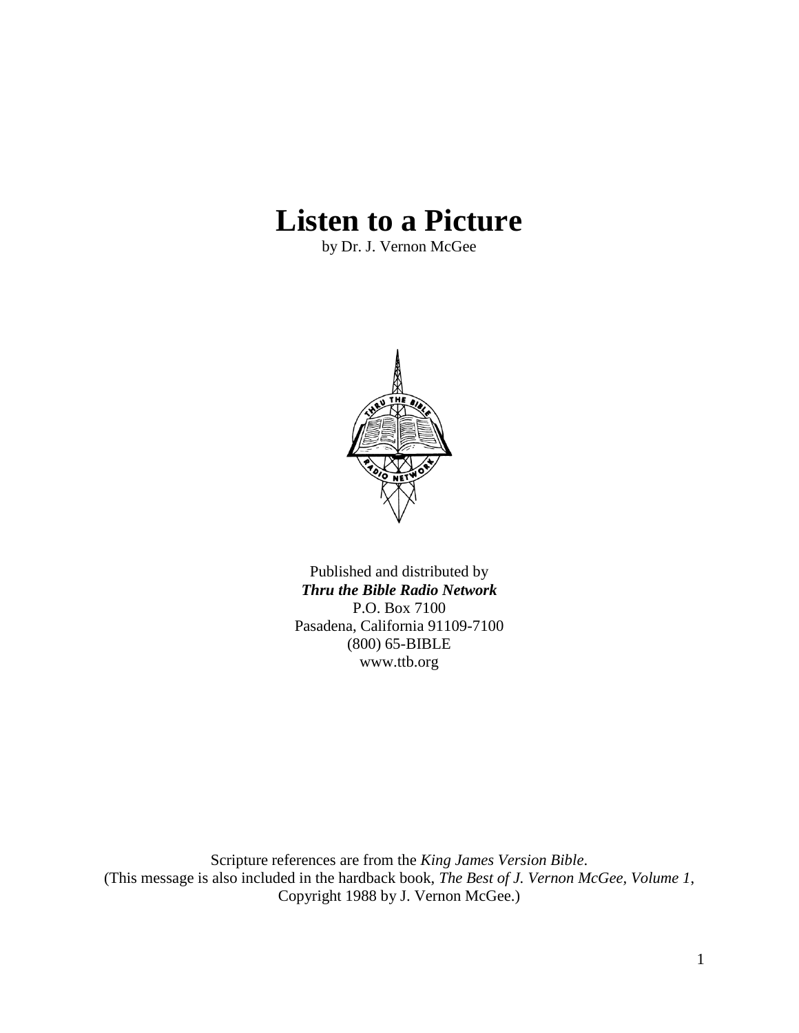# Listen to a Picture

by Dr. J. Vernon McGee

Published and distributed by
***Thru the Bible Radio Network***
P.O. Box 7100
Pasadena, California 91109-7100
(800) 65-BIBLE
www.ttb.org

Scripture references are from the *King James Version Bible*.
(This message is also included in the hardback book, *The Best of J. Vernon McGee, Volume 1*,
Copyright 1988 by J. Vernon McGee.)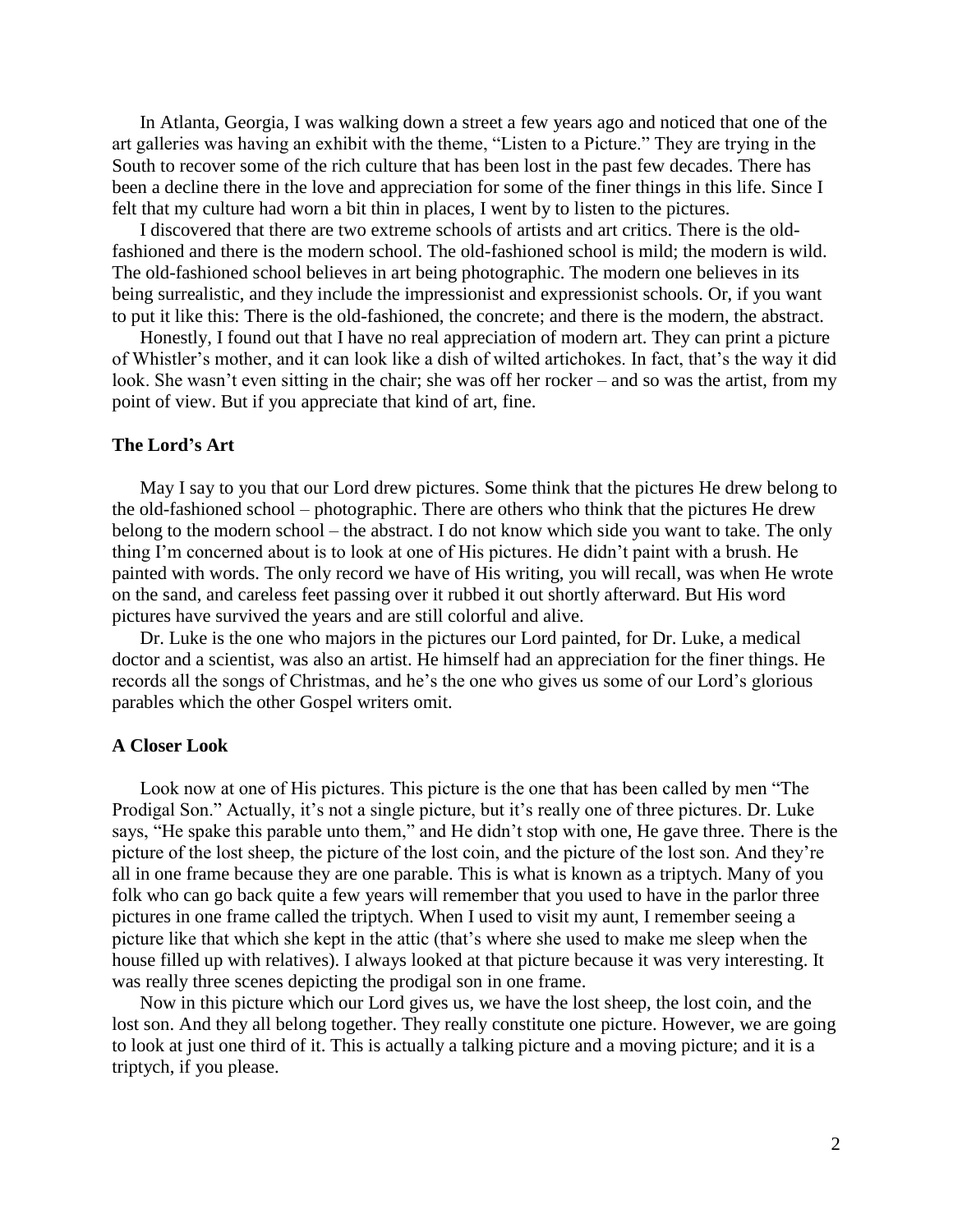In Atlanta, Georgia, I was walking down a street a few years ago and noticed that one of the art galleries was having an exhibit with the theme, "Listen to a Picture." They are trying in the South to recover some of the rich culture that has been lost in the past few decades. There has been a decline there in the love and appreciation for some of the finer things in this life. Since I felt that my culture had worn a bit thin in places, I went by to listen to the pictures.

I discovered that there are two extreme schools of artists and art critics. There is the old-fashioned and there is the modern school. The old-fashioned school is mild; the modern is wild. The old-fashioned school believes in art being photographic. The modern one believes in its being surrealistic, and they include the impressionist and expressionist schools. Or, if you want to put it like this: There is the old-fashioned, the concrete; and there is the modern, the abstract.

Honestly, I found out that I have no real appreciation of modern art. They can print a picture of Whistler's mother, and it can look like a dish of wilted artichokes. In fact, that's the way it did look. She wasn't even sitting in the chair; she was off her rocker – and so was the artist, from my point of view. But if you appreciate that kind of art, fine.

### The Lord's Art

May I say to you that our Lord drew pictures. Some think that the pictures He drew belong to the old-fashioned school – photographic. There are others who think that the pictures He drew belong to the modern school – the abstract. I do not know which side you want to take. The only thing I'm concerned about is to look at one of His pictures. He didn't paint with a brush. He painted with words. The only record we have of His writing, you will recall, was when He wrote on the sand, and careless feet passing over it rubbed it out shortly afterward. But His word pictures have survived the years and are still colorful and alive.

Dr. Luke is the one who majors in the pictures our Lord painted, for Dr. Luke, a medical doctor and a scientist, was also an artist. He himself had an appreciation for the finer things. He records all the songs of Christmas, and he's the one who gives us some of our Lord's glorious parables which the other Gospel writers omit.

### A Closer Look

Look now at one of His pictures. This picture is the one that has been called by men "The Prodigal Son." Actually, it's not a single picture, but it's really one of three pictures. Dr. Luke says, "He spake this parable unto them," and He didn't stop with one, He gave three. There is the picture of the lost sheep, the picture of the lost coin, and the picture of the lost son. And they're all in one frame because they are one parable. This is what is known as a triptych. Many of you folk who can go back quite a few years will remember that you used to have in the parlor three pictures in one frame called the triptych. When I used to visit my aunt, I remember seeing a picture like that which she kept in the attic (that's where she used to make me sleep when the house filled up with relatives). I always looked at that picture because it was very interesting. It was really three scenes depicting the prodigal son in one frame.

Now in this picture which our Lord gives us, we have the lost sheep, the lost coin, and the lost son. And they all belong together. They really constitute one picture. However, we are going to look at just one third of it. This is actually a talking picture and a moving picture; and it is a triptych, if you please.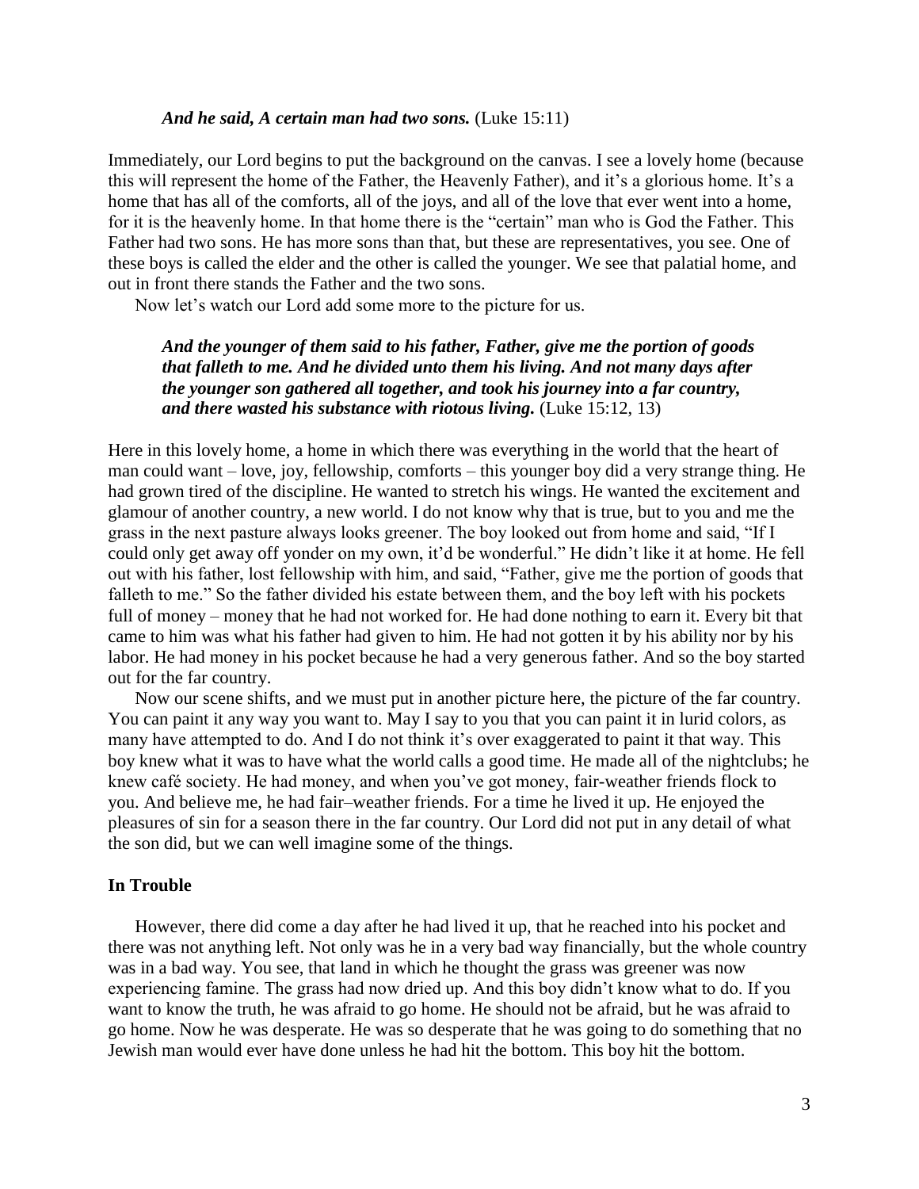*And he said, A certain man had two sons.* (Luke 15:11)

Immediately, our Lord begins to put the background on the canvas. I see a lovely home (because this will represent the home of the Father, the Heavenly Father), and it's a glorious home. It's a home that has all of the comforts, all of the joys, and all of the love that ever went into a home, for it is the heavenly home. In that home there is the "certain" man who is God the Father. This Father had two sons. He has more sons than that, but these are representatives, you see. One of these boys is called the elder and the other is called the younger. We see that palatial home, and out in front there stands the Father and the two sons.

Now let's watch our Lord add some more to the picture for us.

> ***And the younger of them said to his father, Father, give me the portion of goods that falleth to me. And he divided unto them his living. And not many days after the younger son gathered all together, and took his journey into a far country, and there wasted his substance with riotous living.*** (Luke 15:12, 13)

Here in this lovely home, a home in which there was everything in the world that the heart of man could want – love, joy, fellowship, comforts – this younger boy did a very strange thing. He had grown tired of the discipline. He wanted to stretch his wings. He wanted the excitement and glamour of another country, a new world. I do not know why that is true, but to you and me the grass in the next pasture always looks greener. The boy looked out from home and said, "If I could only get away off yonder on my own, it'd be wonderful." He didn't like it at home. He fell out with his father, lost fellowship with him, and said, "Father, give me the portion of goods that falleth to me." So the father divided his estate between them, and the boy left with his pockets full of money – money that he had not worked for. He had done nothing to earn it. Every bit that came to him was what his father had given to him. He had not gotten it by his ability nor by his labor. He had money in his pocket because he had a very generous father. And so the boy started out for the far country.

Now our scene shifts, and we must put in another picture here, the picture of the far country. You can paint it any way you want to. May I say to you that you can paint it in lurid colors, as many have attempted to do. And I do not think it's over exaggerated to paint it that way. This boy knew what it was to have what the world calls a good time. He made all of the nightclubs; he knew café society. He had money, and when you've got money, fair-weather friends flock to you. And believe me, he had fair–weather friends. For a time he lived it up. He enjoyed the pleasures of sin for a season there in the far country. Our Lord did not put in any detail of what the son did, but we can well imagine some of the things.

### In Trouble

However, there did come a day after he had lived it up, that he reached into his pocket and there was not anything left. Not only was he in a very bad way financially, but the whole country was in a bad way. You see, that land in which he thought the grass was greener was now experiencing famine. The grass had now dried up. And this boy didn't know what to do. If you want to know the truth, he was afraid to go home. He should not be afraid, but he was afraid to go home. Now he was desperate. He was so desperate that he was going to do something that no Jewish man would ever have done unless he had hit the bottom. This boy hit the bottom.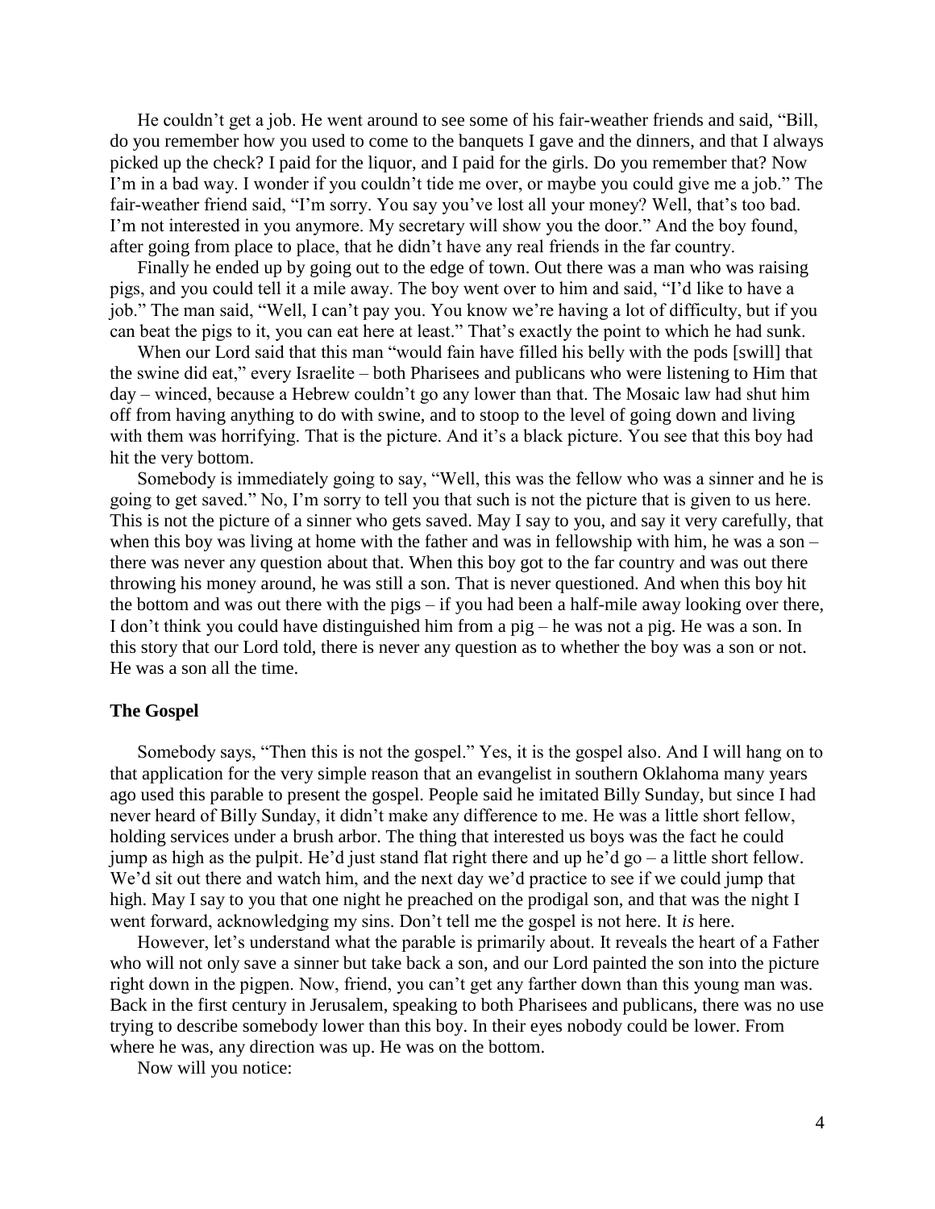He couldn't get a job. He went around to see some of his fair-weather friends and said, "Bill, do you remember how you used to come to the banquets I gave and the dinners, and that I always picked up the check? I paid for the liquor, and I paid for the girls. Do you remember that? Now I'm in a bad way. I wonder if you couldn't tide me over, or maybe you could give me a job." The fair-weather friend said, "I'm sorry. You say you've lost all your money? Well, that's too bad. I'm not interested in you anymore. My secretary will show you the door." And the boy found, after going from place to place, that he didn't have any real friends in the far country.

Finally he ended up by going out to the edge of town. Out there was a man who was raising pigs, and you could tell it a mile away. The boy went over to him and said, "I'd like to have a job." The man said, "Well, I can't pay you. You know we're having a lot of difficulty, but if you can beat the pigs to it, you can eat here at least." That's exactly the point to which he had sunk.

When our Lord said that this man "would fain have filled his belly with the pods [swill] that the swine did eat," every Israelite – both Pharisees and publicans who were listening to Him that day – winced, because a Hebrew couldn't go any lower than that. The Mosaic law had shut him off from having anything to do with swine, and to stoop to the level of going down and living with them was horrifying. That is the picture. And it's a black picture. You see that this boy had hit the very bottom.

Somebody is immediately going to say, "Well, this was the fellow who was a sinner and he is going to get saved." No, I'm sorry to tell you that such is not the picture that is given to us here. This is not the picture of a sinner who gets saved. May I say to you, and say it very carefully, that when this boy was living at home with the father and was in fellowship with him, he was a son – there was never any question about that. When this boy got to the far country and was out there throwing his money around, he was still a son. That is never questioned. And when this boy hit the bottom and was out there with the pigs – if you had been a half-mile away looking over there, I don't think you could have distinguished him from a pig – he was not a pig. He was a son. In this story that our Lord told, there is never any question as to whether the boy was a son or not. He was a son all the time.

### The Gospel

Somebody says, "Then this is not the gospel." Yes, it is the gospel also. And I will hang on to that application for the very simple reason that an evangelist in southern Oklahoma many years ago used this parable to present the gospel. People said he imitated Billy Sunday, but since I had never heard of Billy Sunday, it didn't make any difference to me. He was a little short fellow, holding services under a brush arbor. The thing that interested us boys was the fact he could jump as high as the pulpit. He'd just stand flat right there and up he'd go – a little short fellow. We'd sit out there and watch him, and the next day we'd practice to see if we could jump that high. May I say to you that one night he preached on the prodigal son, and that was the night I went forward, acknowledging my sins. Don't tell me the gospel is not here. It *is* here.

However, let's understand what the parable is primarily about. It reveals the heart of a Father who will not only save a sinner but take back a son, and our Lord painted the son into the picture right down in the pigpen. Now, friend, you can't get any farther down than this young man was. Back in the first century in Jerusalem, speaking to both Pharisees and publicans, there was no use trying to describe somebody lower than this boy. In their eyes nobody could be lower. From where he was, any direction was up. He was on the bottom.

Now will you notice: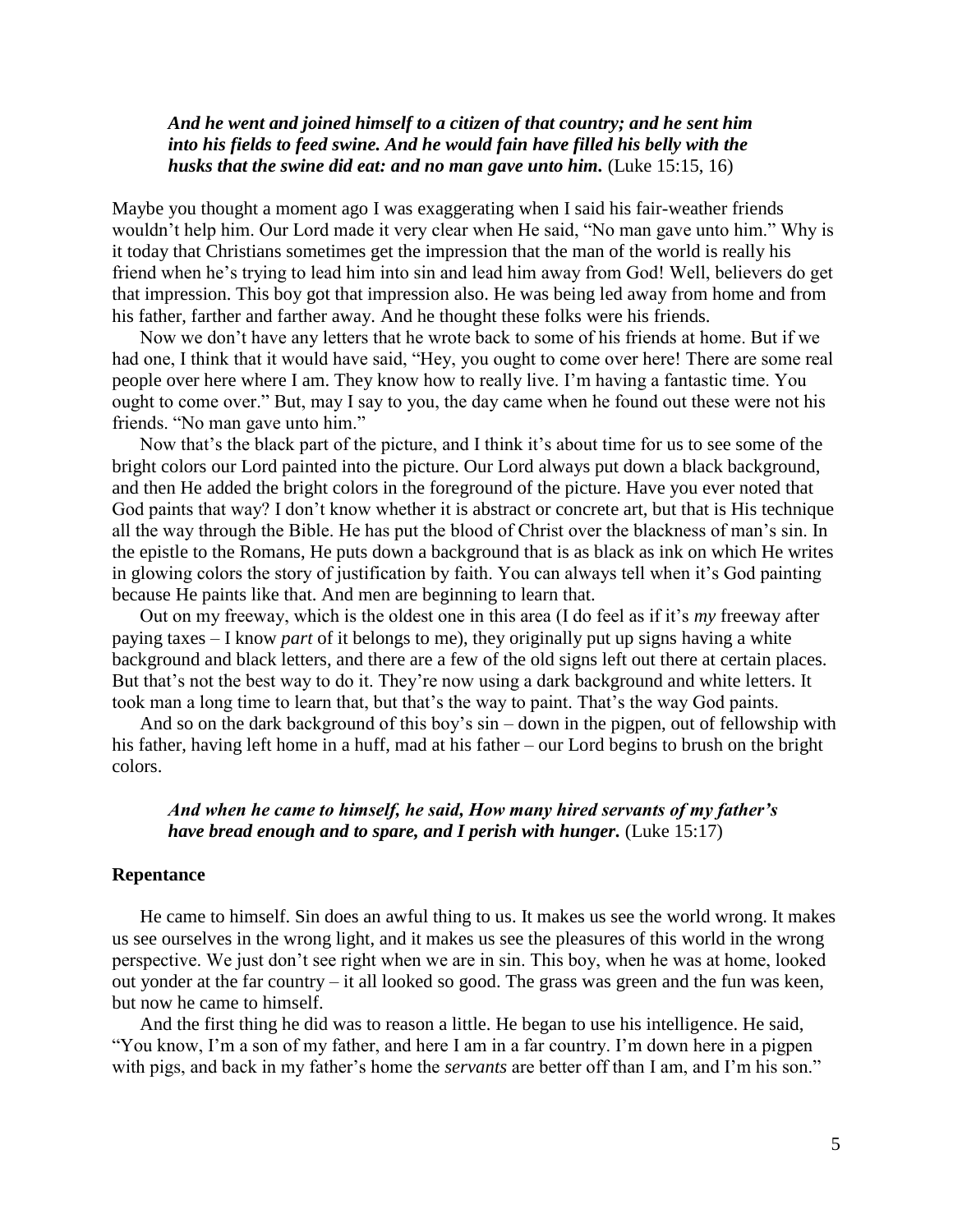***And he went and joined himself to a citizen of that country; and he sent him into his fields to feed swine. And he would fain have filled his belly with the husks that the swine did eat: and no man gave unto him.*** (Luke 15:15, 16)

Maybe you thought a moment ago I was exaggerating when I said his fair-weather friends wouldn't help him. Our Lord made it very clear when He said, "No man gave unto him." Why is it today that Christians sometimes get the impression that the man of the world is really his friend when he's trying to lead him into sin and lead him away from God! Well, believers do get that impression. This boy got that impression also. He was being led away from home and from his father, farther and farther away. And he thought these folks were his friends.

Now we don't have any letters that he wrote back to some of his friends at home. But if we had one, I think that it would have said, "Hey, you ought to come over here! There are some real people over here where I am. They know how to really live. I'm having a fantastic time. You ought to come over." But, may I say to you, the day came when he found out these were not his friends. "No man gave unto him."

Now that's the black part of the picture, and I think it's about time for us to see some of the bright colors our Lord painted into the picture. Our Lord always put down a black background, and then He added the bright colors in the foreground of the picture. Have you ever noted that God paints that way? I don't know whether it is abstract or concrete art, but that is His technique all the way through the Bible. He has put the blood of Christ over the blackness of man's sin. In the epistle to the Romans, He puts down a background that is as black as ink on which He writes in glowing colors the story of justification by faith. You can always tell when it's God painting because He paints like that. And men are beginning to learn that.

Out on my freeway, which is the oldest one in this area (I do feel as if it's *my* freeway after paying taxes – I know *part* of it belongs to me), they originally put up signs having a white background and black letters, and there are a few of the old signs left out there at certain places. But that's not the best way to do it. They're now using a dark background and white letters. It took man a long time to learn that, but that's the way to paint. That's the way God paints.

And so on the dark background of this boy's sin – down in the pigpen, out of fellowship with his father, having left home in a huff, mad at his father – our Lord begins to brush on the bright colors.

***And when he came to himself, he said, How many hired servants of my father's have bread enough and to spare, and I perish with hunger.*** (Luke 15:17)

**Repentance**

He came to himself. Sin does an awful thing to us. It makes us see the world wrong. It makes us see ourselves in the wrong light, and it makes us see the pleasures of this world in the wrong perspective. We just don't see right when we are in sin. This boy, when he was at home, looked out yonder at the far country – it all looked so good. The grass was green and the fun was keen, but now he came to himself.

And the first thing he did was to reason a little. He began to use his intelligence. He said, "You know, I'm a son of my father, and here I am in a far country. I'm down here in a pigpen with pigs, and back in my father's home the *servants* are better off than I am, and I'm his son."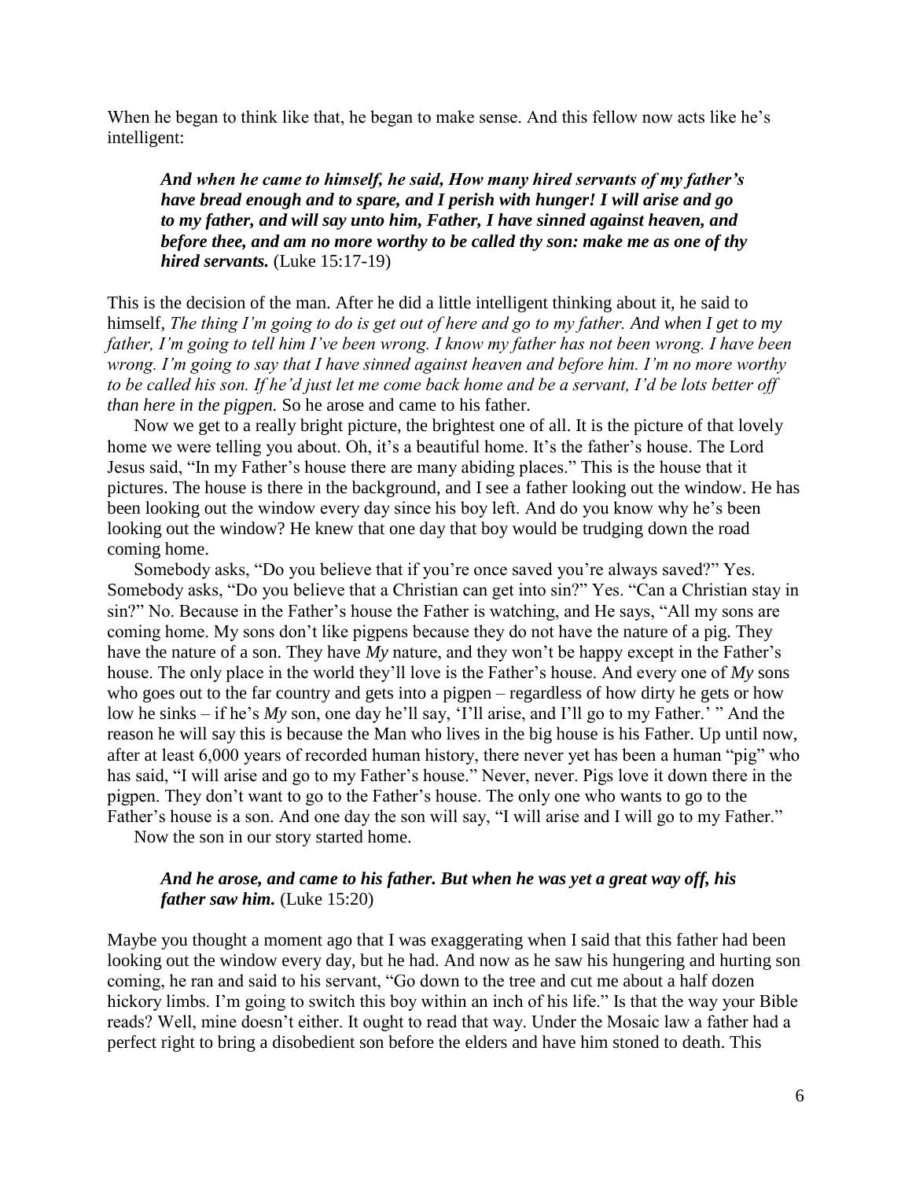When he began to think like that, he began to make sense. And this fellow now acts like he's intelligent:

> ***And when he came to himself, he said, How many hired servants of my father's have bread enough and to spare, and I perish with hunger! I will arise and go to my father, and will say unto him, Father, I have sinned against heaven, and before thee, and am no more worthy to be called thy son: make me as one of thy hired servants.*** (Luke 15:17-19)

This is the decision of the man. After he did a little intelligent thinking about it, he said to himself, *The thing I'm going to do is get out of here and go to my father. And when I get to my father, I'm going to tell him I've been wrong. I know my father has not been wrong. I have been wrong. I'm going to say that I have sinned against heaven and before him. I'm no more worthy to be called his son. If he'd just let me come back home and be a servant, I'd be lots better off than here in the pigpen.* So he arose and came to his father.

Now we get to a really bright picture, the brightest one of all. It is the picture of that lovely home we were telling you about. Oh, it's a beautiful home. It's the father's house. The Lord Jesus said, "In my Father's house there are many abiding places." This is the house that it pictures. The house is there in the background, and I see a father looking out the window. He has been looking out the window every day since his boy left. And do you know why he's been looking out the window? He knew that one day that boy would be trudging down the road coming home.

Somebody asks, "Do you believe that if you're once saved you're always saved?" Yes. Somebody asks, "Do you believe that a Christian can get into sin?" Yes. "Can a Christian stay in sin?" No. Because in the Father's house the Father is watching, and He says, "All my sons are coming home. My sons don't like pigpens because they do not have the nature of a pig. They have the nature of a son. They have *My* nature, and they won't be happy except in the Father's house. The only place in the world they'll love is the Father's house. And every one of *My* sons who goes out to the far country and gets into a pigpen – regardless of how dirty he gets or how low he sinks – if he's *My* son, one day he'll say, 'I'll arise, and I'll go to my Father.' " And the reason he will say this is because the Man who lives in the big house is his Father. Up until now, after at least 6,000 years of recorded human history, there never yet has been a human "pig" who has said, "I will arise and go to my Father's house." Never, never. Pigs love it down there in the pigpen. They don't want to go to the Father's house. The only one who wants to go to the Father's house is a son. And one day the son will say, "I will arise and I will go to my Father."

Now the son in our story started home.

> ***And he arose, and came to his father. But when he was yet a great way off, his father saw him.*** (Luke 15:20)

Maybe you thought a moment ago that I was exaggerating when I said that this father had been looking out the window every day, but he had. And now as he saw his hungering and hurting son coming, he ran and said to his servant, "Go down to the tree and cut me about a half dozen hickory limbs. I'm going to switch this boy within an inch of his life." Is that the way your Bible reads? Well, mine doesn't either. It ought to read that way. Under the Mosaic law a father had a perfect right to bring a disobedient son before the elders and have him stoned to death. This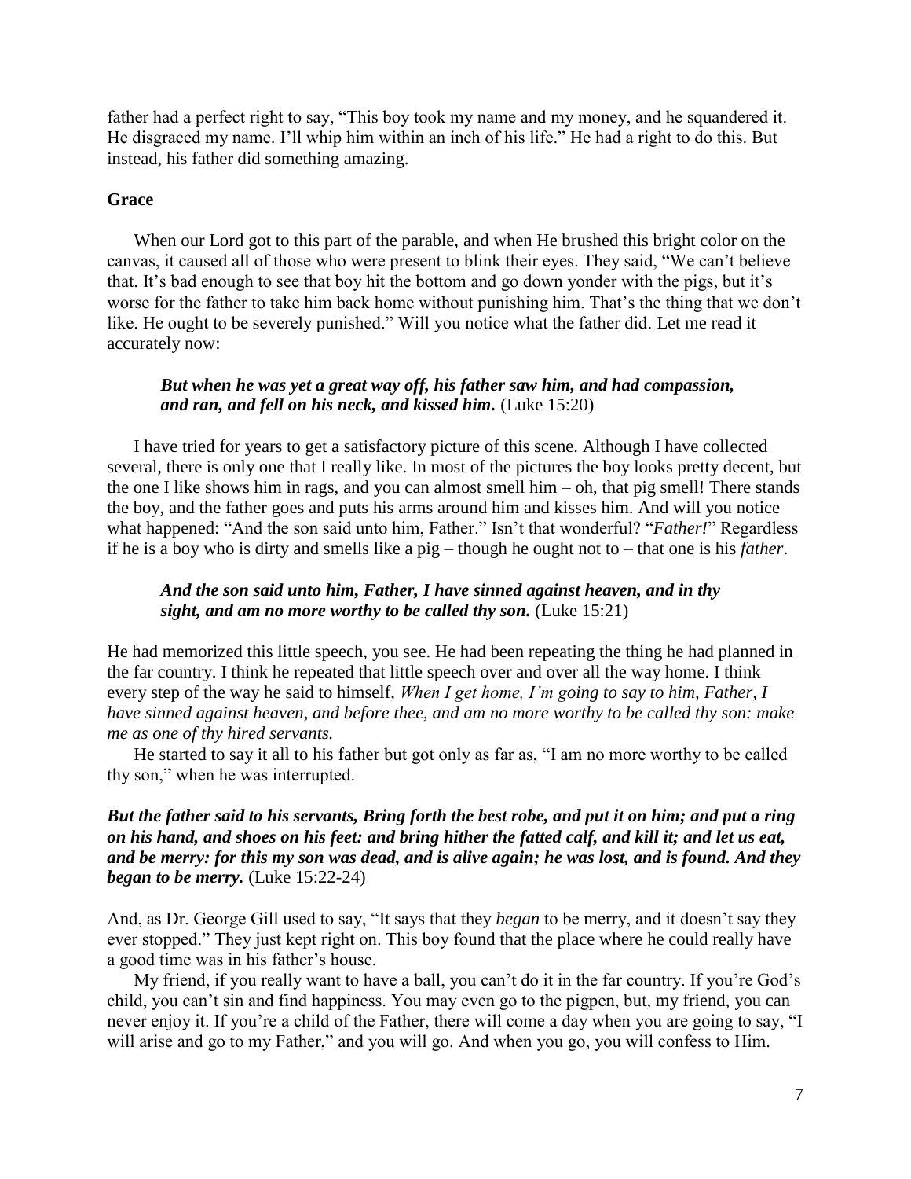father had a perfect right to say, "This boy took my name and my money, and he squandered it. He disgraced my name. I'll whip him within an inch of his life." He had a right to do this. But instead, his father did something amazing.

### Grace

When our Lord got to this part of the parable, and when He brushed this bright color on the canvas, it caused all of those who were present to blink their eyes. They said, "We can't believe that. It's bad enough to see that boy hit the bottom and go down yonder with the pigs, but it's worse for the father to take him back home without punishing him. That's the thing that we don't like. He ought to be severely punished." Will you notice what the father did. Let me read it accurately now:

> ***But when he was yet a great way off, his father saw him, and had compassion, and ran, and fell on his neck, and kissed him.*** (Luke 15:20)

I have tried for years to get a satisfactory picture of this scene. Although I have collected several, there is only one that I really like. In most of the pictures the boy looks pretty decent, but the one I like shows him in rags, and you can almost smell him – oh, that pig smell! There stands the boy, and the father goes and puts his arms around him and kisses him. And will you notice what happened: "And the son said unto him, Father." Isn't that wonderful? "*Father!*" Regardless if he is a boy who is dirty and smells like a pig – though he ought not to – that one is his *father*.

> ***And the son said unto him, Father, I have sinned against heaven, and in thy sight, and am no more worthy to be called thy son.*** (Luke 15:21)

He had memorized this little speech, you see. He had been repeating the thing he had planned in the far country. I think he repeated that little speech over and over all the way home. I think every step of the way he said to himself, *When I get home, I'm going to say to him, Father, I have sinned against heaven, and before thee, and am no more worthy to be called thy son: make me as one of thy hired servants.*

He started to say it all to his father but got only as far as, "I am no more worthy to be called thy son," when he was interrupted.

***But the father said to his servants, Bring forth the best robe, and put it on him; and put a ring on his hand, and shoes on his feet: and bring hither the fatted calf, and kill it; and let us eat, and be merry: for this my son was dead, and is alive again; he was lost, and is found. And they began to be merry.*** (Luke 15:22-24)

And, as Dr. George Gill used to say, "It says that they *began* to be merry, and it doesn't say they ever stopped." They just kept right on. This boy found that the place where he could really have a good time was in his father's house.

My friend, if you really want to have a ball, you can't do it in the far country. If you're God's child, you can't sin and find happiness. You may even go to the pigpen, but, my friend, you can never enjoy it. If you're a child of the Father, there will come a day when you are going to say, "I will arise and go to my Father," and you will go. And when you go, you will confess to Him.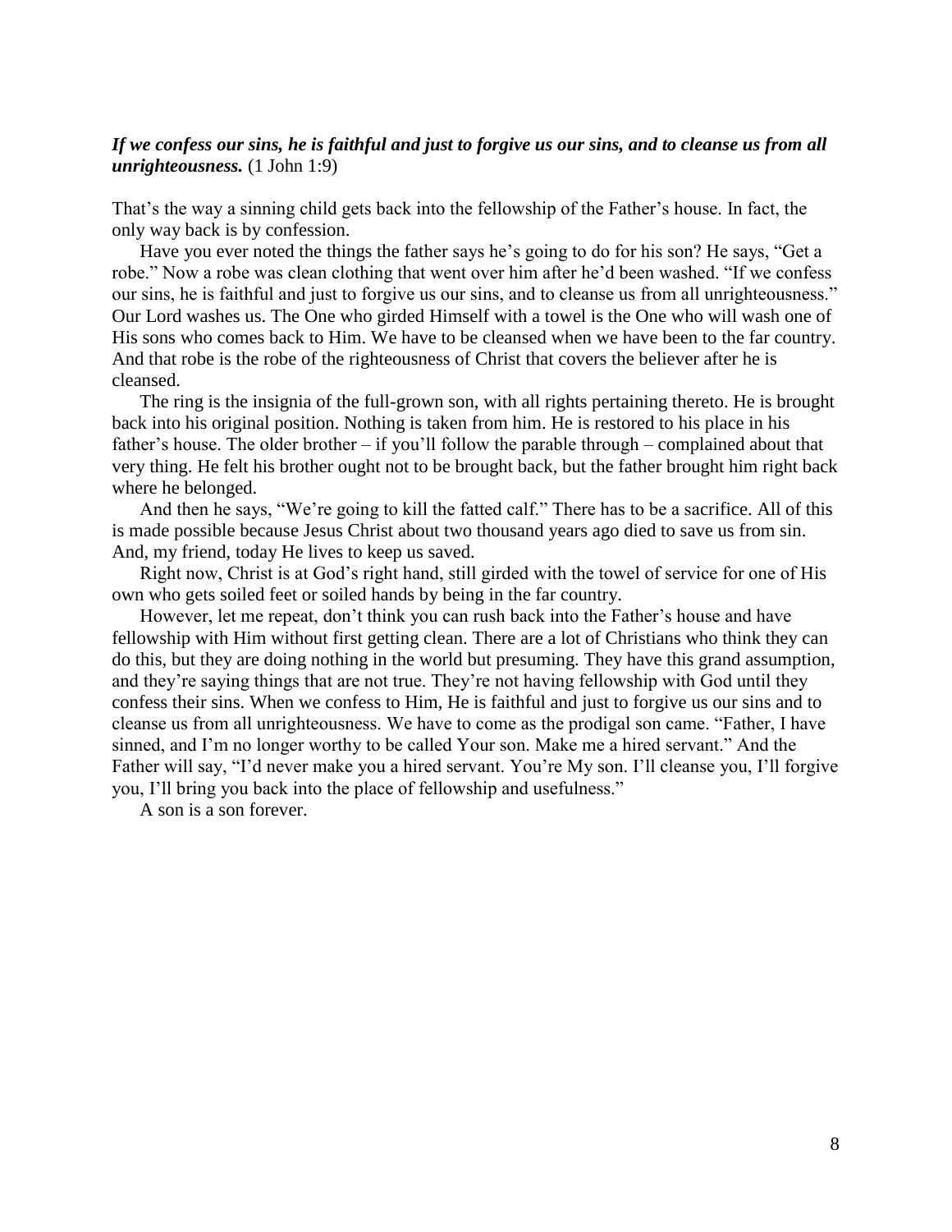***If we confess our sins, he is faithful and just to forgive us our sins, and to cleanse us from all unrighteousness.*** (1 John 1:9)

That’s the way a sinning child gets back into the fellowship of the Father’s house. In fact, the only way back is by confession.

Have you ever noted the things the father says he’s going to do for his son? He says, “Get a robe.” Now a robe was clean clothing that went over him after he’d been washed. “If we confess our sins, he is faithful and just to forgive us our sins, and to cleanse us from all unrighteousness.” Our Lord washes us. The One who girded Himself with a towel is the One who will wash one of His sons who comes back to Him. We have to be cleansed when we have been to the far country. And that robe is the robe of the righteousness of Christ that covers the believer after he is cleansed.

The ring is the insignia of the full-grown son, with all rights pertaining thereto. He is brought back into his original position. Nothing is taken from him. He is restored to his place in his father’s house. The older brother – if you’ll follow the parable through – complained about that very thing. He felt his brother ought not to be brought back, but the father brought him right back where he belonged.

And then he says, “We’re going to kill the fatted calf.” There has to be a sacrifice. All of this is made possible because Jesus Christ about two thousand years ago died to save us from sin. And, my friend, today He lives to keep us saved.

Right now, Christ is at God’s right hand, still girded with the towel of service for one of His own who gets soiled feet or soiled hands by being in the far country.

However, let me repeat, don’t think you can rush back into the Father’s house and have fellowship with Him without first getting clean. There are a lot of Christians who think they can do this, but they are doing nothing in the world but presuming. They have this grand assumption, and they’re saying things that are not true. They’re not having fellowship with God until they confess their sins. When we confess to Him, He is faithful and just to forgive us our sins and to cleanse us from all unrighteousness. We have to come as the prodigal son came. “Father, I have sinned, and I’m no longer worthy to be called Your son. Make me a hired servant.” And the Father will say, “I’d never make you a hired servant. You’re My son. I’ll cleanse you, I’ll forgive you, I’ll bring you back into the place of fellowship and usefulness.”

A son is a son forever.